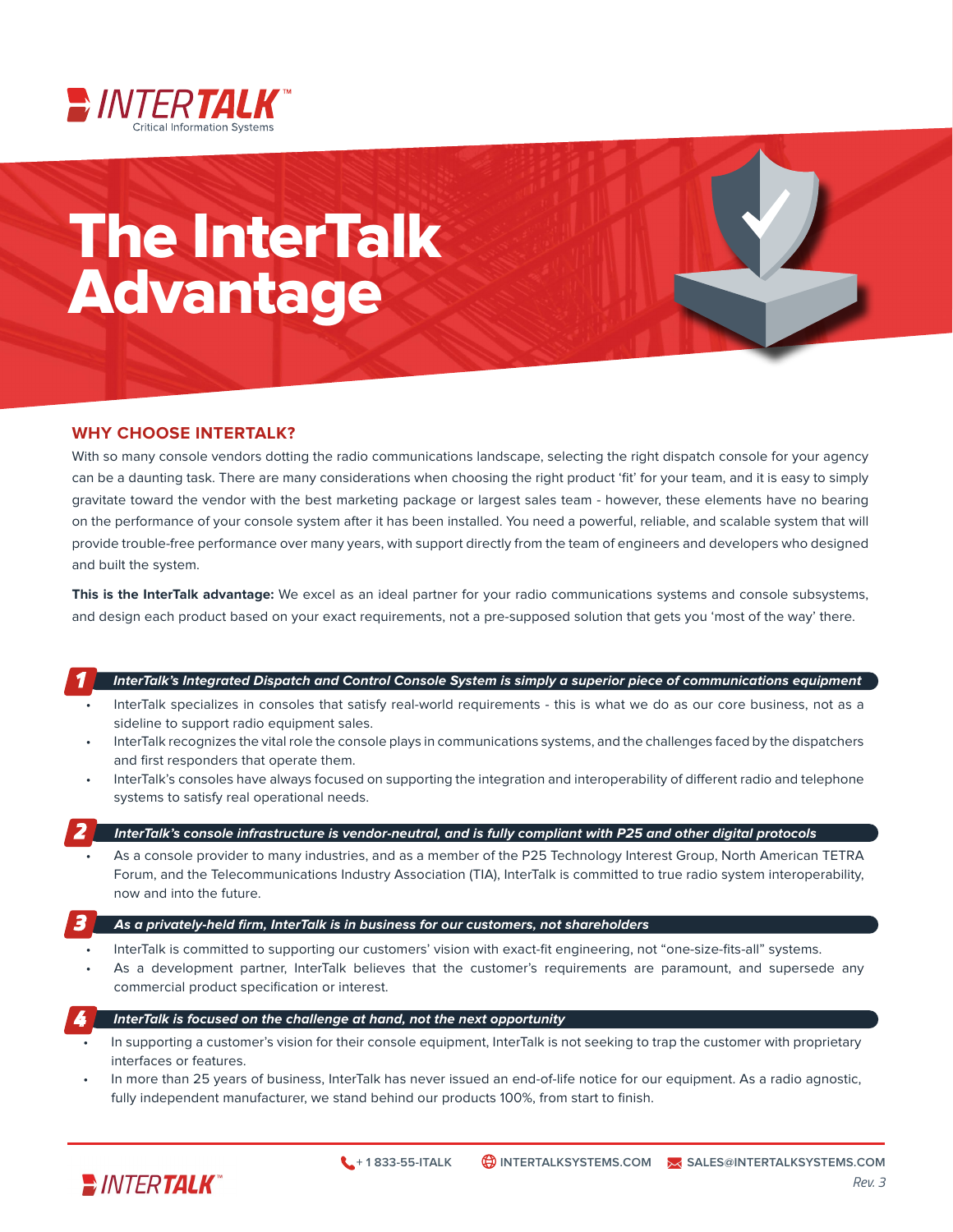INTERTALK™
Critical Information Systems

# The InterTalk Advantage

## WHY CHOOSE INTERTALK?

With so many console vendors dotting the radio communications landscape, selecting the right dispatch console for your agency can be a daunting task. There are many considerations when choosing the right product 'fit' for your team, and it is easy to simply gravitate toward the vendor with the best marketing package or largest sales team - however, these elements have no bearing on the performance of your console system after it has been installed. You need a powerful, reliable, and scalable system that will provide trouble-free performance over many years, with support directly from the team of engineers and developers who designed and built the system.

**This is the InterTalk advantage:** We excel as an ideal partner for your radio communications systems and console subsystems, and design each product based on your exact requirements, not a pre-supposed solution that gets you 'most of the way' there.

### 1 *InterTalk's Integrated Dispatch and Control Console System is simply a superior piece of communications equipment*

- InterTalk specializes in consoles that satisfy real-world requirements - this is what we do as our core business, not as a sideline to support radio equipment sales.
- InterTalk recognizes the vital role the console plays in communications systems, and the challenges faced by the dispatchers and first responders that operate them.
- InterTalk's consoles have always focused on supporting the integration and interoperability of different radio and telephone systems to satisfy real operational needs.

### 2 *InterTalk's console infrastructure is vendor-neutral, and is fully compliant with P25 and other digital protocols*

- As a console provider to many industries, and as a member of the P25 Technology Interest Group, North American TETRA Forum, and the Telecommunications Industry Association (TIA), InterTalk is committed to true radio system interoperability, now and into the future.

### 3 *As a privately-held firm, InterTalk is in business for our customers, not shareholders*

- InterTalk is committed to supporting our customers' vision with exact-fit engineering, not "one-size-fits-all" systems.
- As a development partner, InterTalk believes that the customer's requirements are paramount, and supersede any commercial product specification or interest.

### 4 *InterTalk is focused on the challenge at hand, not the next opportunity*

- In supporting a customer's vision for their console equipment, InterTalk is not seeking to trap the customer with proprietary interfaces or features.
- In more than 25 years of business, InterTalk has never issued an end-of-life notice for our equipment. As a radio agnostic, fully independent manufacturer, we stand behind our products 100%, from start to finish.

+ 1 833-55-ITALK | INTERTALKSYSTEMS.COM | SALES@INTERTALKSYSTEMS.COM

*Rev. 3*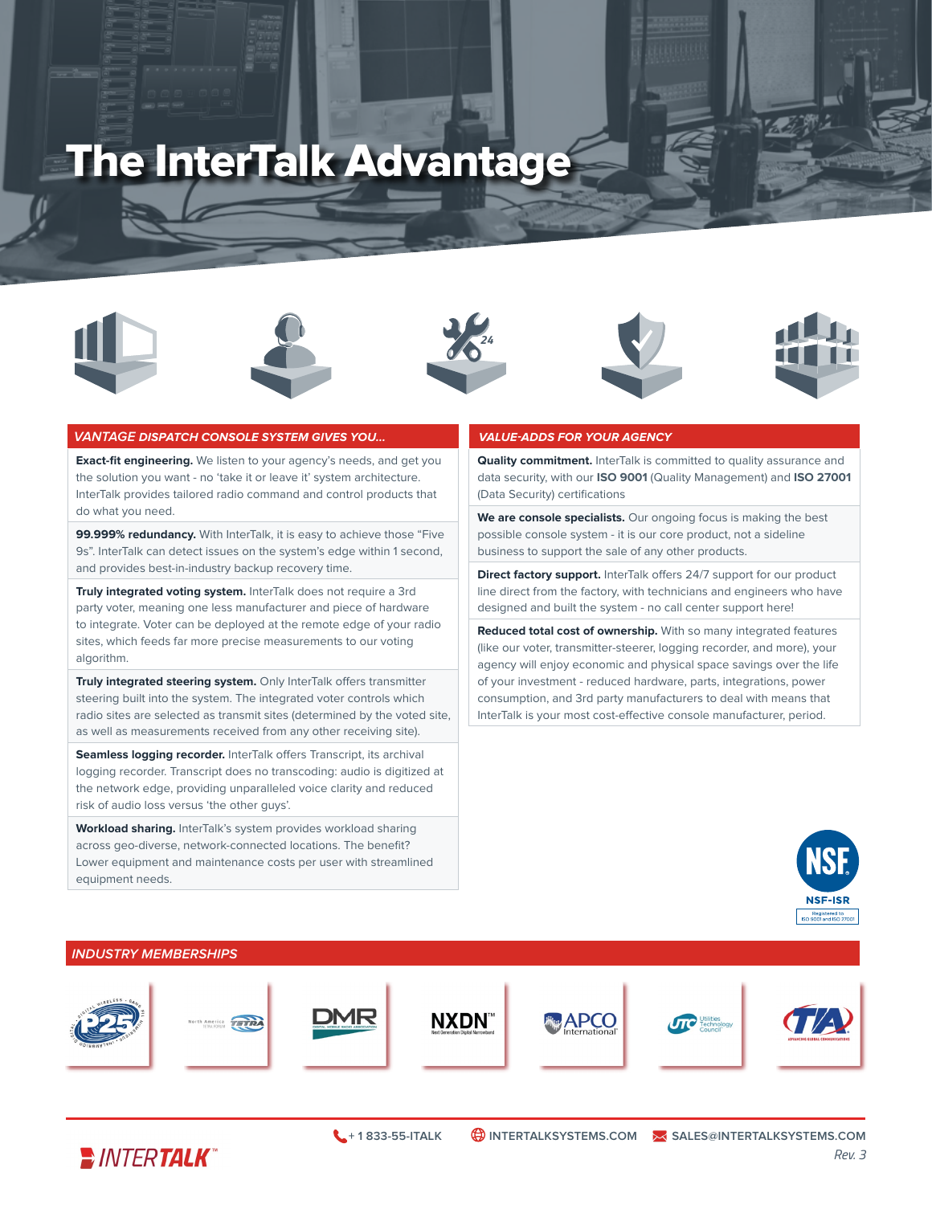# The InterTalk Advantage

## *VANTAGE DISPATCH CONSOLE SYSTEM GIVES YOU...*

**Exact-fit engineering.** We listen to your agency's needs, and get you the solution you want - no 'take it or leave it' system architecture. InterTalk provides tailored radio command and control products that do what you need.

**99.999% redundancy.** With InterTalk, it is easy to achieve those "Five 9s". InterTalk can detect issues on the system's edge within 1 second, and provides best-in-industry backup recovery time.

**Truly integrated voting system.** InterTalk does not require a 3rd party voter, meaning one less manufacturer and piece of hardware to integrate. Voter can be deployed at the remote edge of your radio sites, which feeds far more precise measurements to our voting algorithm.

**Truly integrated steering system.** Only InterTalk offers transmitter steering built into the system. The integrated voter controls which radio sites are selected as transmit sites (determined by the voted site, as well as measurements received from any other receiving site).

**Seamless logging recorder.** InterTalk offers Transcript, its archival logging recorder. Transcript does no transcoding: audio is digitized at the network edge, providing unparalleled voice clarity and reduced risk of audio loss versus 'the other guys'.

**Workload sharing.** InterTalk's system provides workload sharing across geo-diverse, network-connected locations. The benefit? Lower equipment and maintenance costs per user with streamlined equipment needs.

## *VALUE-ADDS FOR YOUR AGENCY*

**Quality commitment.** InterTalk is committed to quality assurance and data security, with our **ISO 9001** (Quality Management) and **ISO 27001** (Data Security) certifications

**We are console specialists.** Our ongoing focus is making the best possible console system - it is our core product, not a sideline business to support the sale of any other products.

**Direct factory support.** InterTalk offers 24/7 support for our product line direct from the factory, with technicians and engineers who have designed and built the system - no call center support here!

**Reduced total cost of ownership.** With so many integrated features (like our voter, transmitter-steerer, logging recorder, and more), your agency will enjoy economic and physical space savings over the life of your investment - reduced hardware, parts, integrations, power consumption, and 3rd party manufacturers to deal with means that InterTalk is your most cost-effective console manufacturer, period.

NSF-ISR
Registered to ISO 9001 and ISO 27001

## *INDUSTRY MEMBERSHIPS*

P25 · North America TETRA Forum · DMR · NXDN™ · APCO International · Utilities Technology Council · TIA

+1 833-55-ITALK | INTERTALKSYSTEMS.COM | SALES@INTERTALKSYSTEMS.COM

INTERTALK™

*Rev. 3*